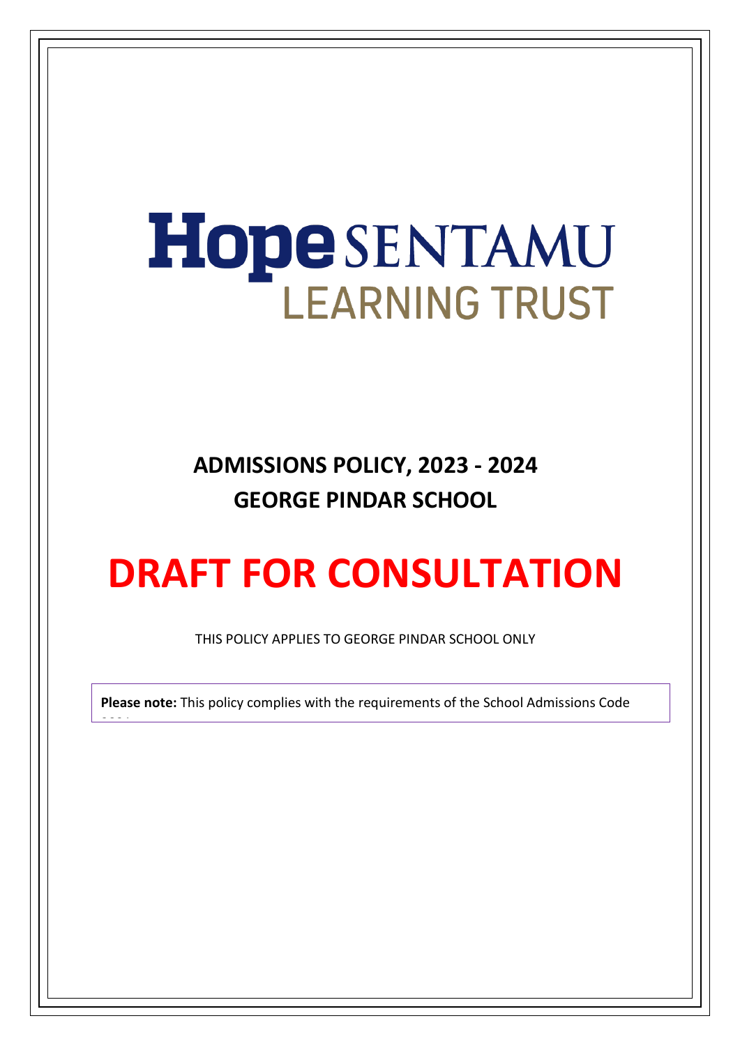Hope SENTAMU
LEARNING TRUST

# ADMISSIONS POLICY, 2023 - 2024
# GEORGE PINDAR SCHOOL

# DRAFT FOR CONSULTATION

THIS POLICY APPLIES TO GEORGE PINDAR SCHOOL ONLY

**Please note:** This policy complies with the requirements of the School Admissions Code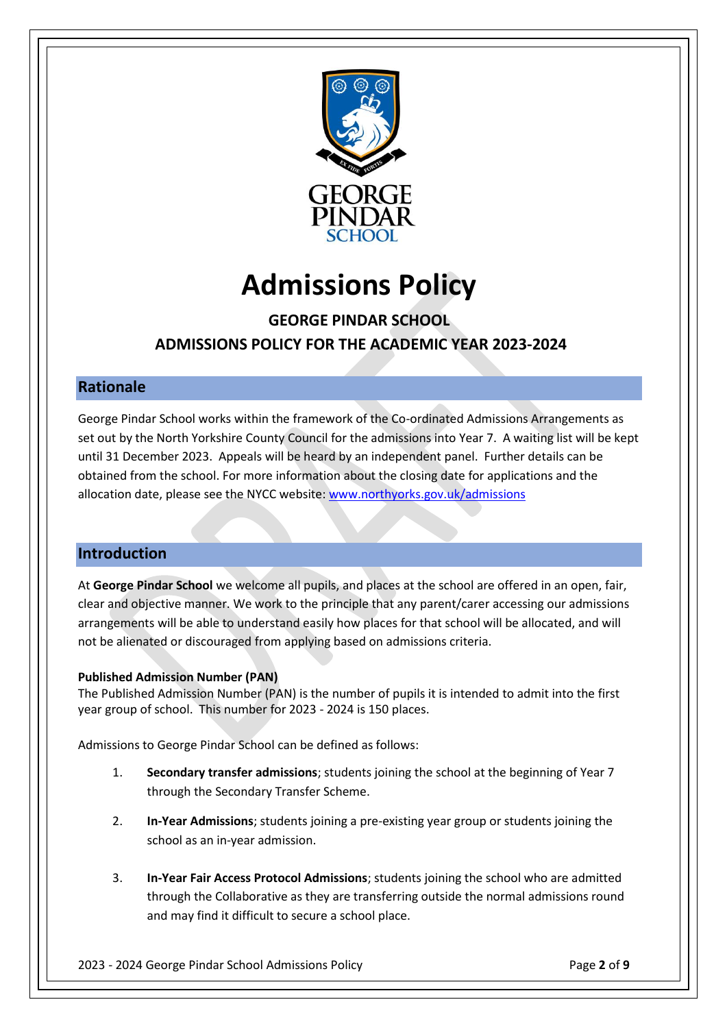# Admissions Policy

## GEORGE PINDAR SCHOOL
## ADMISSIONS POLICY FOR THE ACADEMIC YEAR 2023-2024

## Rationale

George Pindar School works within the framework of the Co-ordinated Admissions Arrangements as set out by the North Yorkshire County Council for the admissions into Year 7. A waiting list will be kept until 31 December 2023. Appeals will be heard by an independent panel. Further details can be obtained from the school. For more information about the closing date for applications and the allocation date, please see the NYCC website: [www.northyorks.gov.uk/admissions](http://www.northyorks.gov.uk/admissions)

## Introduction

At **George Pindar School** we welcome all pupils, and places at the school are offered in an open, fair, clear and objective manner. We work to the principle that any parent/carer accessing our admissions arrangements will be able to understand easily how places for that school will be allocated, and will not be alienated or discouraged from applying based on admissions criteria.

**Published Admission Number (PAN)**
The Published Admission Number (PAN) is the number of pupils it is intended to admit into the first year group of school. This number for 2023 - 2024 is 150 places.

Admissions to George Pindar School can be defined as follows:

1. **Secondary transfer admissions**; students joining the school at the beginning of Year 7 through the Secondary Transfer Scheme.

2. **In-Year Admissions**; students joining a pre-existing year group or students joining the school as an in-year admission.

3. **In-Year Fair Access Protocol Admissions**; students joining the school who are admitted through the Collaborative as they are transferring outside the normal admissions round and may find it difficult to secure a school place.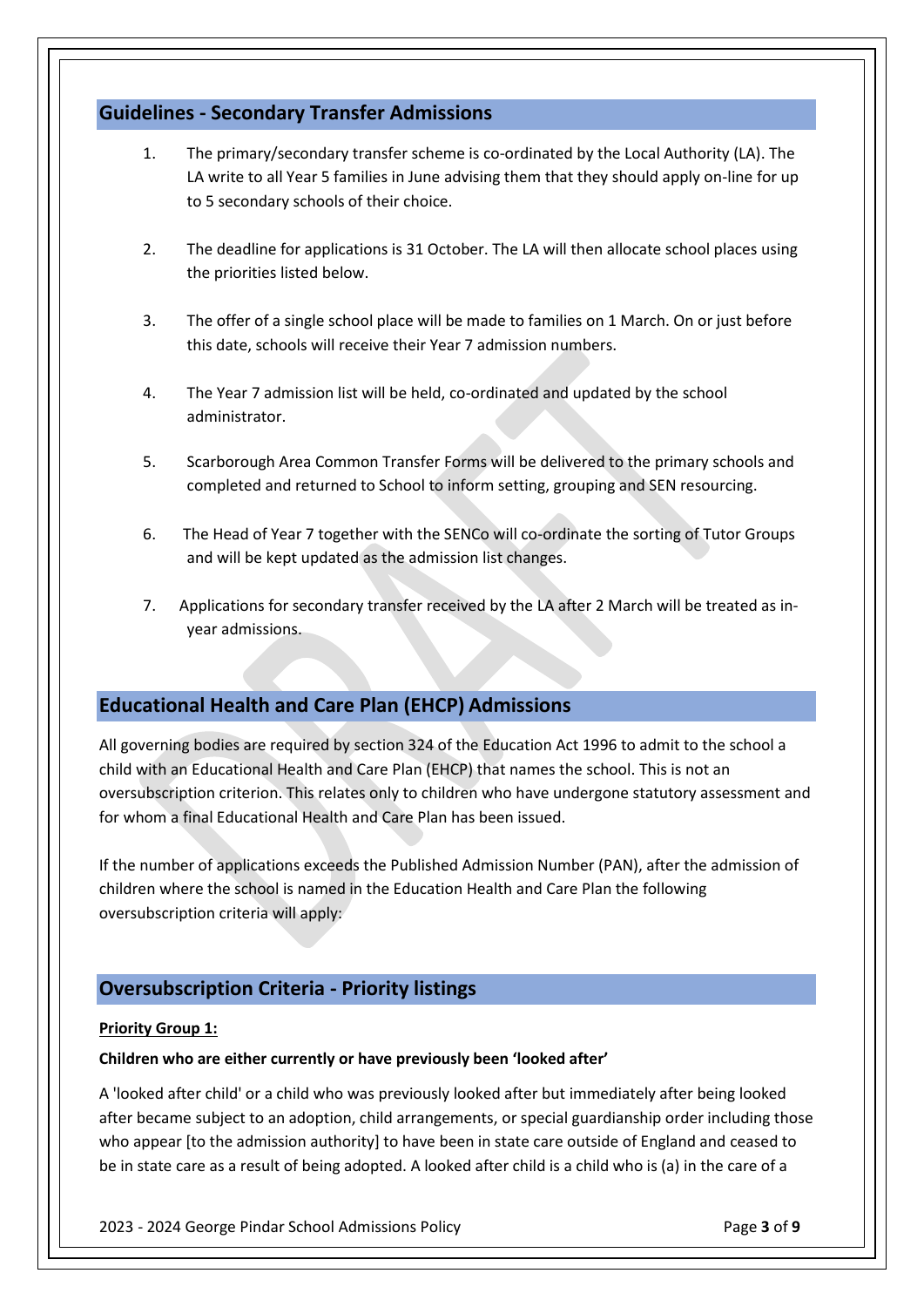## Guidelines - Secondary Transfer Admissions

1. The primary/secondary transfer scheme is co-ordinated by the Local Authority (LA). The LA write to all Year 5 families in June advising them that they should apply on-line for up to 5 secondary schools of their choice.

2. The deadline for applications is 31 October. The LA will then allocate school places using the priorities listed below.

3. The offer of a single school place will be made to families on 1 March. On or just before this date, schools will receive their Year 7 admission numbers.

4. The Year 7 admission list will be held, co-ordinated and updated by the school administrator.

5. Scarborough Area Common Transfer Forms will be delivered to the primary schools and completed and returned to School to inform setting, grouping and SEN resourcing.

6. The Head of Year 7 together with the SENCo will co-ordinate the sorting of Tutor Groups and will be kept updated as the admission list changes.

7. Applications for secondary transfer received by the LA after 2 March will be treated as in-year admissions.

## Educational Health and Care Plan (EHCP) Admissions

All governing bodies are required by section 324 of the Education Act 1996 to admit to the school a child with an Educational Health and Care Plan (EHCP) that names the school. This is not an oversubscription criterion. This relates only to children who have undergone statutory assessment and for whom a final Educational Health and Care Plan has been issued.

If the number of applications exceeds the Published Admission Number (PAN), after the admission of children where the school is named in the Education Health and Care Plan the following oversubscription criteria will apply:

## Oversubscription Criteria - Priority listings

**Priority Group 1:**

**Children who are either currently or have previously been 'looked after'**

A 'looked after child' or a child who was previously looked after but immediately after being looked after became subject to an adoption, child arrangements, or special guardianship order including those who appear [to the admission authority] to have been in state care outside of England and ceased to be in state care as a result of being adopted. A looked after child is a child who is (a) in the care of a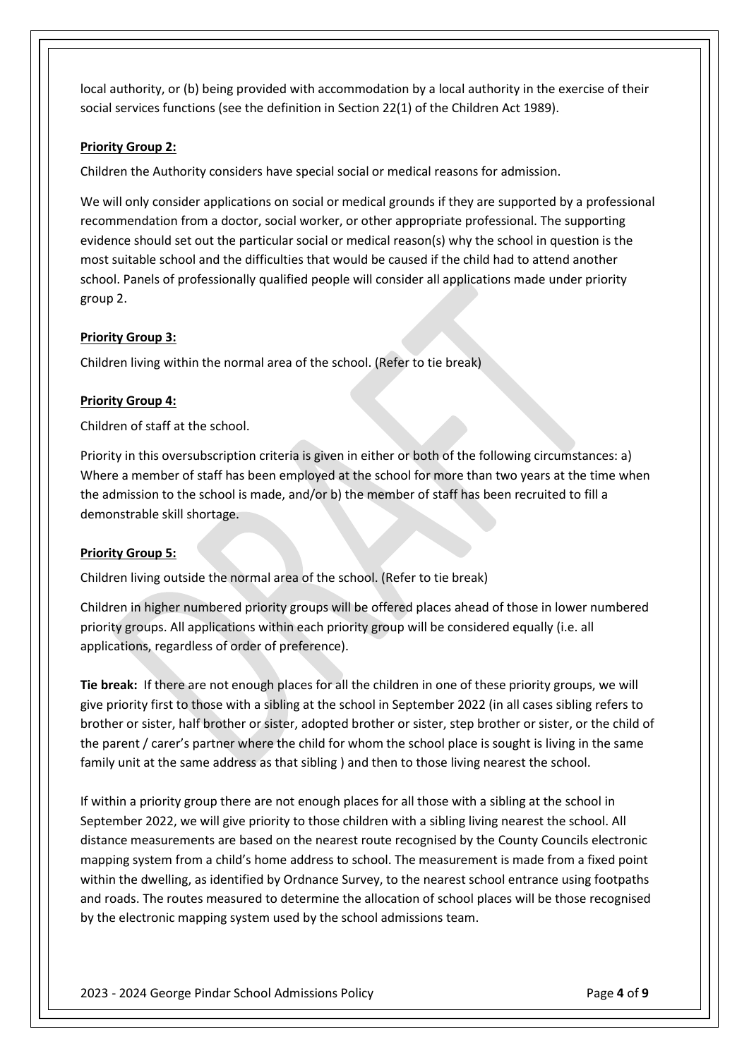local authority, or (b) being provided with accommodation by a local authority in the exercise of their social services functions (see the definition in Section 22(1) of the Children Act 1989).

**Priority Group 2:**

Children the Authority considers have special social or medical reasons for admission.

We will only consider applications on social or medical grounds if they are supported by a professional recommendation from a doctor, social worker, or other appropriate professional. The supporting evidence should set out the particular social or medical reason(s) why the school in question is the most suitable school and the difficulties that would be caused if the child had to attend another school. Panels of professionally qualified people will consider all applications made under priority group 2.

**Priority Group 3:**

Children living within the normal area of the school. (Refer to tie break)

**Priority Group 4:**

Children of staff at the school.

Priority in this oversubscription criteria is given in either or both of the following circumstances: a) Where a member of staff has been employed at the school for more than two years at the time when the admission to the school is made, and/or b) the member of staff has been recruited to fill a demonstrable skill shortage.

**Priority Group 5:**

Children living outside the normal area of the school. (Refer to tie break)

Children in higher numbered priority groups will be offered places ahead of those in lower numbered priority groups. All applications within each priority group will be considered equally (i.e. all applications, regardless of order of preference).

**Tie break:** If there are not enough places for all the children in one of these priority groups, we will give priority first to those with a sibling at the school in September 2022 (in all cases sibling refers to brother or sister, half brother or sister, adopted brother or sister, step brother or sister, or the child of the parent / carer's partner where the child for whom the school place is sought is living in the same family unit at the same address as that sibling ) and then to those living nearest the school.

If within a priority group there are not enough places for all those with a sibling at the school in September 2022, we will give priority to those children with a sibling living nearest the school. All distance measurements are based on the nearest route recognised by the County Councils electronic mapping system from a child's home address to school. The measurement is made from a fixed point within the dwelling, as identified by Ordnance Survey, to the nearest school entrance using footpaths and roads. The routes measured to determine the allocation of school places will be those recognised by the electronic mapping system used by the school admissions team.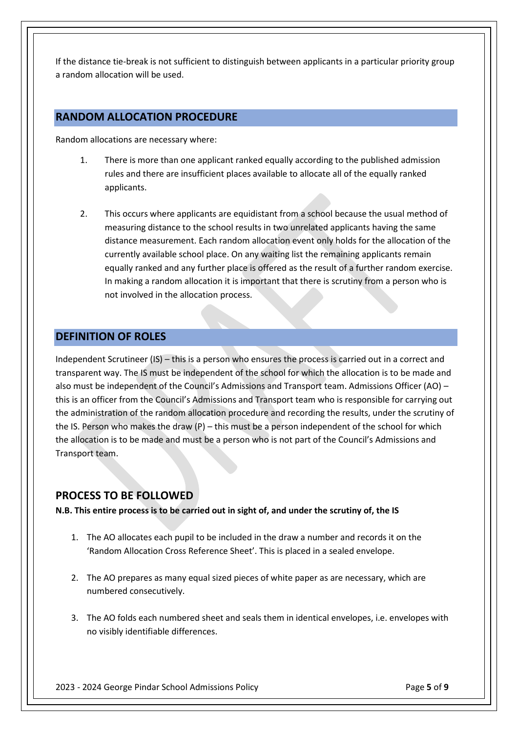If the distance tie-break is not sufficient to distinguish between applicants in a particular priority group a random allocation will be used.

## RANDOM ALLOCATION PROCEDURE

Random allocations are necessary where:

1. There is more than one applicant ranked equally according to the published admission rules and there are insufficient places available to allocate all of the equally ranked applicants.

2. This occurs where applicants are equidistant from a school because the usual method of measuring distance to the school results in two unrelated applicants having the same distance measurement. Each random allocation event only holds for the allocation of the currently available school place. On any waiting list the remaining applicants remain equally ranked and any further place is offered as the result of a further random exercise. In making a random allocation it is important that there is scrutiny from a person who is not involved in the allocation process.

## DEFINITION OF ROLES

Independent Scrutineer (IS) – this is a person who ensures the process is carried out in a correct and transparent way. The IS must be independent of the school for which the allocation is to be made and also must be independent of the Council's Admissions and Transport team. Admissions Officer (AO) – this is an officer from the Council's Admissions and Transport team who is responsible for carrying out the administration of the random allocation procedure and recording the results, under the scrutiny of the IS. Person who makes the draw (P) – this must be a person independent of the school for which the allocation is to be made and must be a person who is not part of the Council's Admissions and Transport team.

## PROCESS TO BE FOLLOWED

**N.B. This entire process is to be carried out in sight of, and under the scrutiny of, the IS**

1. The AO allocates each pupil to be included in the draw a number and records it on the 'Random Allocation Cross Reference Sheet'. This is placed in a sealed envelope.

2. The AO prepares as many equal sized pieces of white paper as are necessary, which are numbered consecutively.

3. The AO folds each numbered sheet and seals them in identical envelopes, i.e. envelopes with no visibly identifiable differences.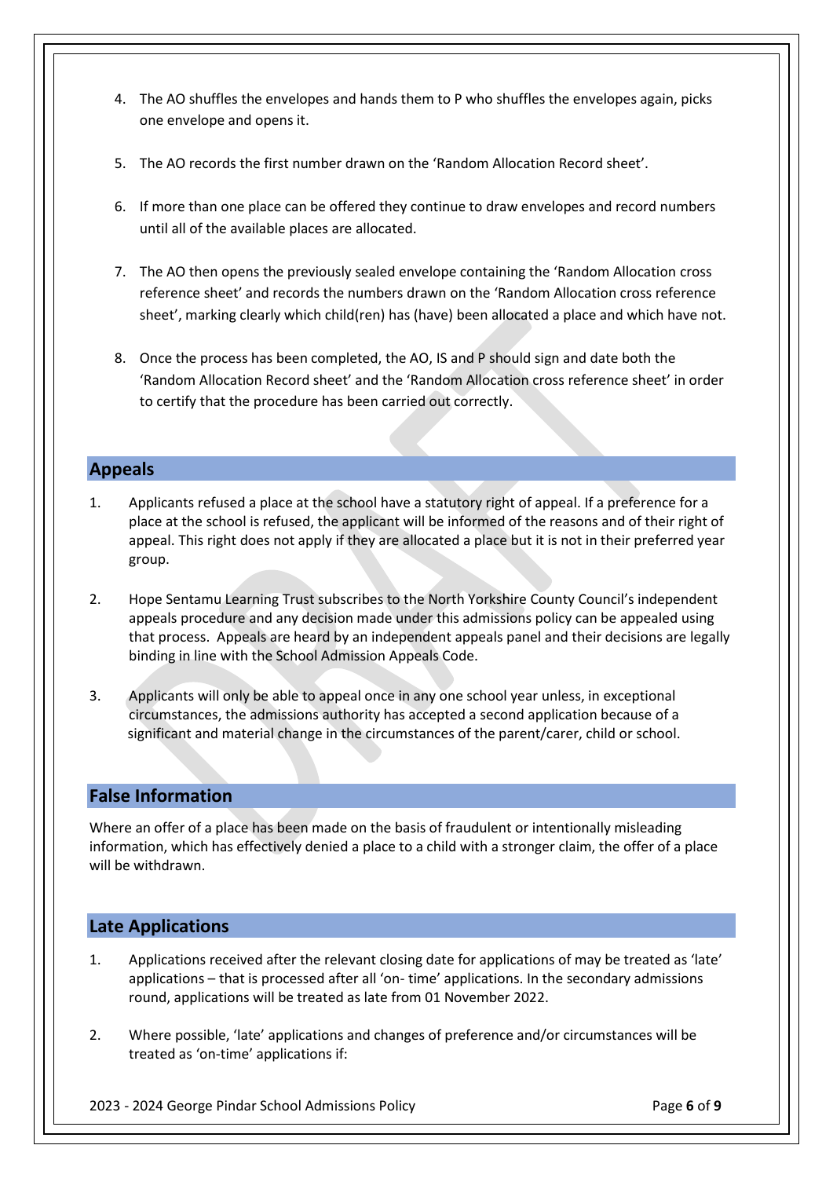4. The AO shuffles the envelopes and hands them to P who shuffles the envelopes again, picks one envelope and opens it.
5. The AO records the first number drawn on the 'Random Allocation Record sheet'.
6. If more than one place can be offered they continue to draw envelopes and record numbers until all of the available places are allocated.
7. The AO then opens the previously sealed envelope containing the 'Random Allocation cross reference sheet' and records the numbers drawn on the 'Random Allocation cross reference sheet', marking clearly which child(ren) has (have) been allocated a place and which have not.
8. Once the process has been completed, the AO, IS and P should sign and date both the 'Random Allocation Record sheet' and the 'Random Allocation cross reference sheet' in order to certify that the procedure has been carried out correctly.

## Appeals

1. Applicants refused a place at the school have a statutory right of appeal. If a preference for a place at the school is refused, the applicant will be informed of the reasons and of their right of appeal. This right does not apply if they are allocated a place but it is not in their preferred year group.
2. Hope Sentamu Learning Trust subscribes to the North Yorkshire County Council's independent appeals procedure and any decision made under this admissions policy can be appealed using that process. Appeals are heard by an independent appeals panel and their decisions are legally binding in line with the School Admission Appeals Code.
3. Applicants will only be able to appeal once in any one school year unless, in exceptional circumstances, the admissions authority has accepted a second application because of a significant and material change in the circumstances of the parent/carer, child or school.

## False Information

Where an offer of a place has been made on the basis of fraudulent or intentionally misleading information, which has effectively denied a place to a child with a stronger claim, the offer of a place will be withdrawn.

## Late Applications

1. Applications received after the relevant closing date for applications of may be treated as 'late' applications – that is processed after all 'on- time' applications. In the secondary admissions round, applications will be treated as late from 01 November 2022.
2. Where possible, 'late' applications and changes of preference and/or circumstances will be treated as 'on-time' applications if: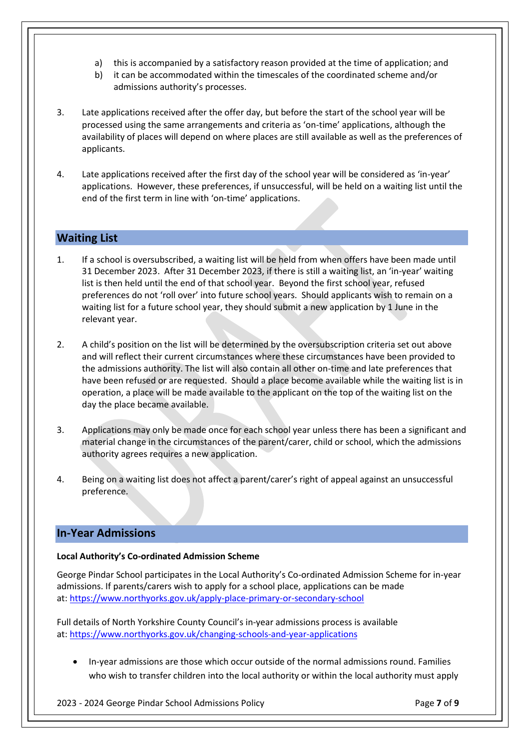a) this is accompanied by a satisfactory reason provided at the time of application; and
b) it can be accommodated within the timescales of the coordinated scheme and/or admissions authority's processes.

3. Late applications received after the offer day, but before the start of the school year will be processed using the same arrangements and criteria as 'on-time' applications, although the availability of places will depend on where places are still available as well as the preferences of applicants.

4. Late applications received after the first day of the school year will be considered as 'in-year' applications. However, these preferences, if unsuccessful, will be held on a waiting list until the end of the first term in line with 'on-time' applications.

## Waiting List

1. If a school is oversubscribed, a waiting list will be held from when offers have been made until 31 December 2023. After 31 December 2023, if there is still a waiting list, an 'in-year' waiting list is then held until the end of that school year. Beyond the first school year, refused preferences do not 'roll over' into future school years. Should applicants wish to remain on a waiting list for a future school year, they should submit a new application by 1 June in the relevant year.

2. A child's position on the list will be determined by the oversubscription criteria set out above and will reflect their current circumstances where these circumstances have been provided to the admissions authority. The list will also contain all other on-time and late preferences that have been refused or are requested. Should a place become available while the waiting list is in operation, a place will be made available to the applicant on the top of the waiting list on the day the place became available.

3. Applications may only be made once for each school year unless there has been a significant and material change in the circumstances of the parent/carer, child or school, which the admissions authority agrees requires a new application.

4. Being on a waiting list does not affect a parent/carer's right of appeal against an unsuccessful preference.

## In-Year Admissions

**Local Authority's Co-ordinated Admission Scheme**

George Pindar School participates in the Local Authority's Co-ordinated Admission Scheme for in-year admissions. If parents/carers wish to apply for a school place, applications can be made at: https://www.northyorks.gov.uk/apply-place-primary-or-secondary-school

Full details of North Yorkshire County Council's in-year admissions process is available at: https://www.northyorks.gov.uk/changing-schools-and-year-applications

- In-year admissions are those which occur outside of the normal admissions round. Families who wish to transfer children into the local authority or within the local authority must apply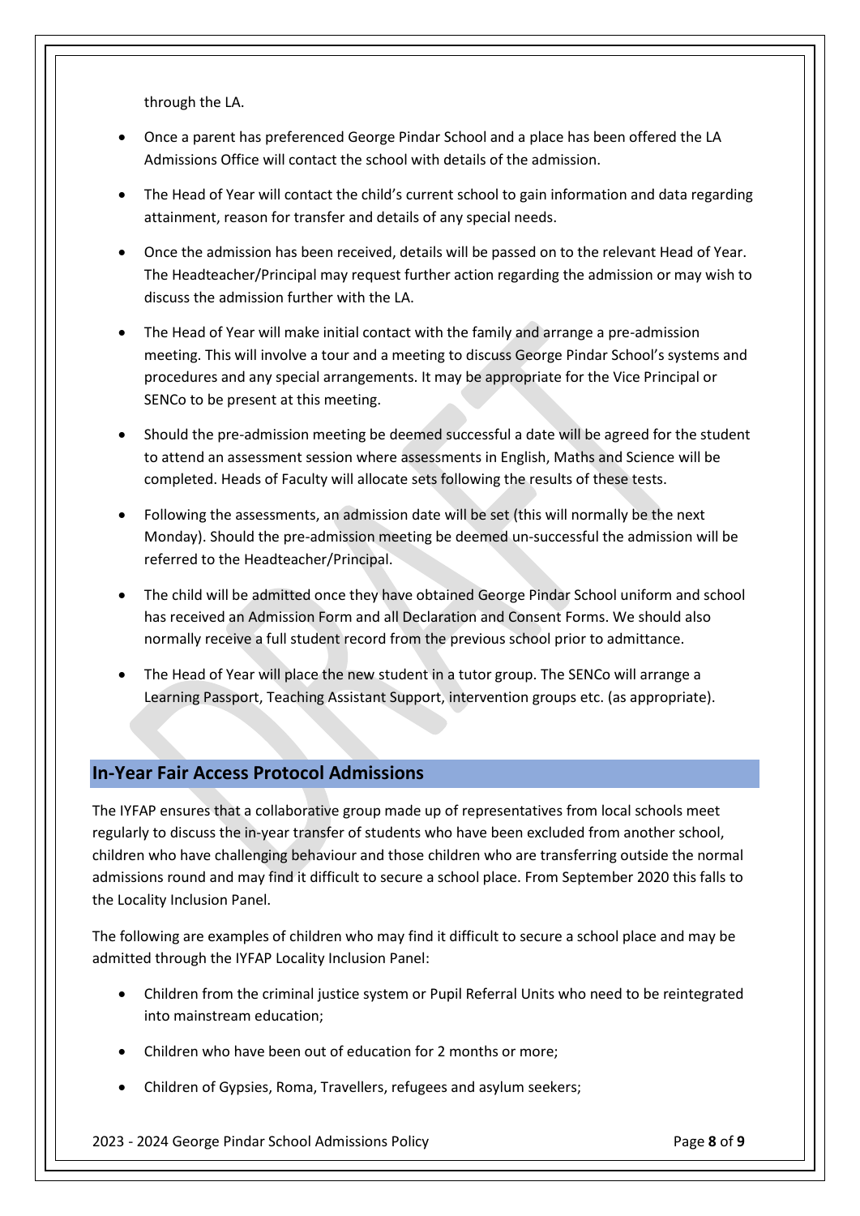through the LA.

- Once a parent has preferenced George Pindar School and a place has been offered the LA Admissions Office will contact the school with details of the admission.

- The Head of Year will contact the child's current school to gain information and data regarding attainment, reason for transfer and details of any special needs.

- Once the admission has been received, details will be passed on to the relevant Head of Year. The Headteacher/Principal may request further action regarding the admission or may wish to discuss the admission further with the LA.

- The Head of Year will make initial contact with the family and arrange a pre-admission meeting. This will involve a tour and a meeting to discuss George Pindar School's systems and procedures and any special arrangements. It may be appropriate for the Vice Principal or SENCo to be present at this meeting.

- Should the pre-admission meeting be deemed successful a date will be agreed for the student to attend an assessment session where assessments in English, Maths and Science will be completed. Heads of Faculty will allocate sets following the results of these tests.

- Following the assessments, an admission date will be set (this will normally be the next Monday). Should the pre-admission meeting be deemed un-successful the admission will be referred to the Headteacher/Principal.

- The child will be admitted once they have obtained George Pindar School uniform and school has received an Admission Form and all Declaration and Consent Forms. We should also normally receive a full student record from the previous school prior to admittance.

- The Head of Year will place the new student in a tutor group. The SENCo will arrange a Learning Passport, Teaching Assistant Support, intervention groups etc. (as appropriate).

## In-Year Fair Access Protocol Admissions

The IYFAP ensures that a collaborative group made up of representatives from local schools meet regularly to discuss the in-year transfer of students who have been excluded from another school, children who have challenging behaviour and those children who are transferring outside the normal admissions round and may find it difficult to secure a school place. From September 2020 this falls to the Locality Inclusion Panel.

The following are examples of children who may find it difficult to secure a school place and may be admitted through the IYFAP Locality Inclusion Panel:

- Children from the criminal justice system or Pupil Referral Units who need to be reintegrated into mainstream education;

- Children who have been out of education for 2 months or more;

- Children of Gypsies, Roma, Travellers, refugees and asylum seekers;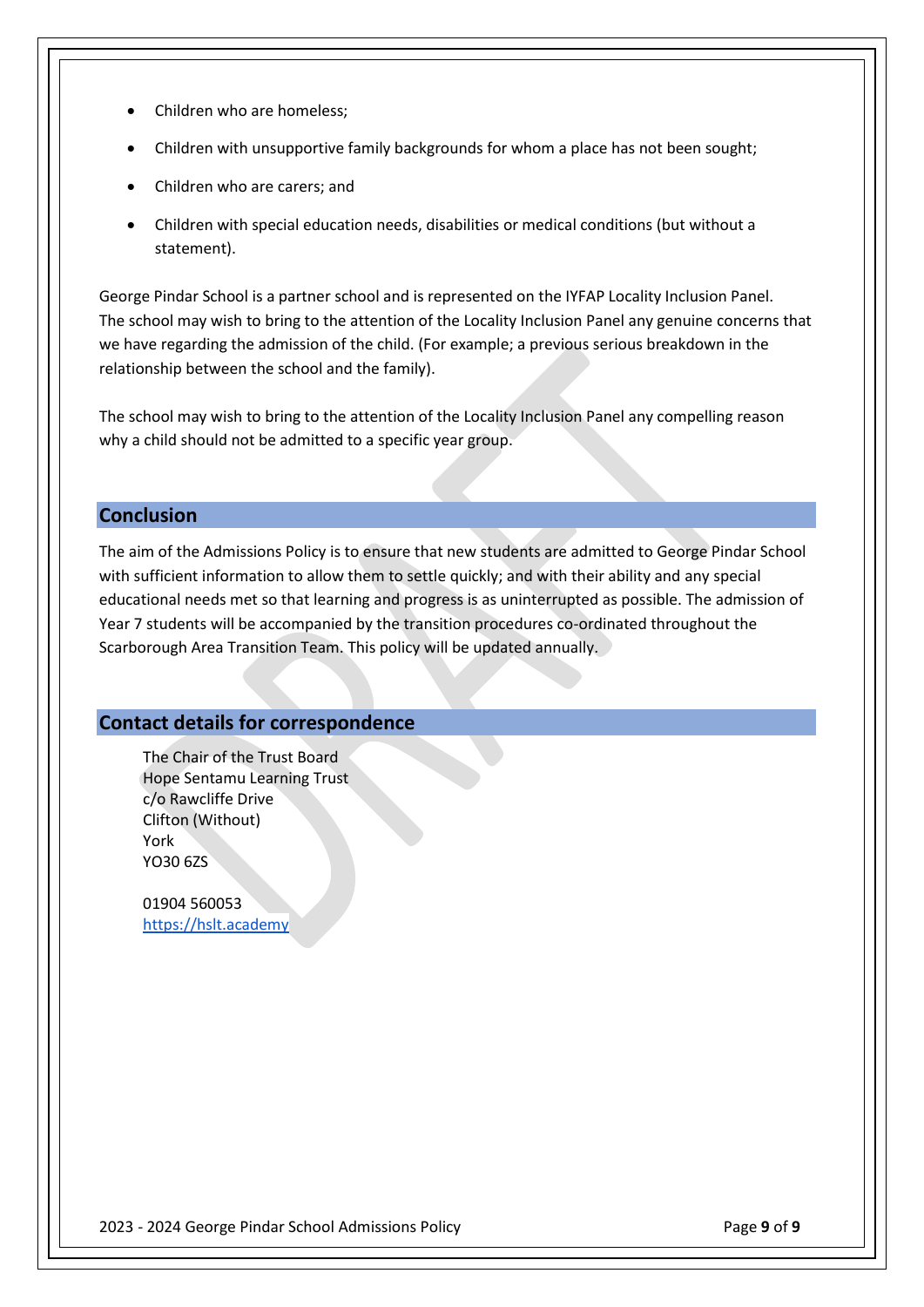- Children who are homeless;
- Children with unsupportive family backgrounds for whom a place has not been sought;
- Children who are carers; and
- Children with special education needs, disabilities or medical conditions (but without a statement).

George Pindar School is a partner school and is represented on the IYFAP Locality Inclusion Panel. The school may wish to bring to the attention of the Locality Inclusion Panel any genuine concerns that we have regarding the admission of the child. (For example; a previous serious breakdown in the relationship between the school and the family).

The school may wish to bring to the attention of the Locality Inclusion Panel any compelling reason why a child should not be admitted to a specific year group.

## Conclusion

The aim of the Admissions Policy is to ensure that new students are admitted to George Pindar School with sufficient information to allow them to settle quickly; and with their ability and any special educational needs met so that learning and progress is as uninterrupted as possible. The admission of Year 7 students will be accompanied by the transition procedures co-ordinated throughout the Scarborough Area Transition Team. This policy will be updated annually.

## Contact details for correspondence

The Chair of the Trust Board
Hope Sentamu Learning Trust
c/o Rawcliffe Drive
Clifton (Without)
York
YO30 6ZS

01904 560053
[https://hslt.academy](https://hslt.academy)